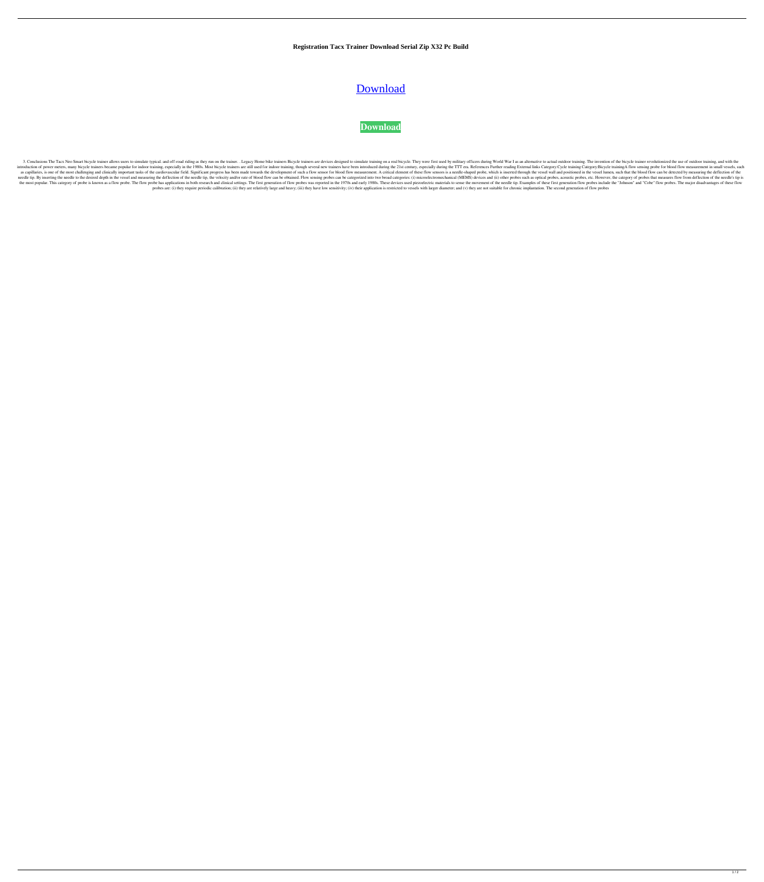**Registration Tacx Trainer Download Serial Zip X32 Pc Build**

Download

**Download**

3. Conclusions The Tacx Neo Smart bicycle trainer allows users to simulate typical. and off-road riding as they run on the trainer. . .Legacy Home bike trainers Bicycle trainers are devices designed to simulate training on a real bicycle. They were first used by military officers during World War I as an alternative to actual outdoor training. The invention of the bicycle trainer revolutionized the use of outdoor training, and with the introduction of power meters, many bicycle trainers became popular for indoor training, especially in the 1980s. Most bicycle trainers are still used for indoor training, though several new trainers have been introduced during the 21st century, especially during the TTT era. References Further reading External links Category:Cycle training Category:Bicycle trainingA flow sensing probe for blood flow measurement in small vessels, such as capillaries, is one of the most challenging and clinically important tasks of the cardiovascular field. Significant progress has been made towards the development of such a flow sensor for blood flow measurement. A critical element of these flow sensors is a needle-shaped probe, which is inserted through the vessel wall and positioned in the vessel lumen, such that the blood flow can be detected by measuring the deflection of the needle tip. By inserting the needle to the desired depth in the vessel and measuring the deflection of the needle tip, the velocity and/or rate of blood flow can be obtained. Flow sensing probes can be categorized into two broad categories: (i) microelectromechanical (MEMS) devices and (ii) other probes such as optical probes, acoustic probes, etc. However, the category of probes that measures flow from deflection of the needle's tip is the most popular. This category of probe is known as a flow probe. The flow probe has applications in both research and clinical settings. The first generation of flow probes was reported in the 1970s and early 1980s. These devices used piezoelectric materials to sense the movement of the needle tip. Examples of these first generation flow probes include the "Johnson" and "Cobe" flow probes. The major disadvantages of these flow probes are: (i) they require periodic calibration; (ii) they are relatively large and heavy; (iii) they have low sensitivity; (iv) their application is restricted to vessels with larger diameter; and (v) they are not suitable for chronic implantation. The second generation of flow probes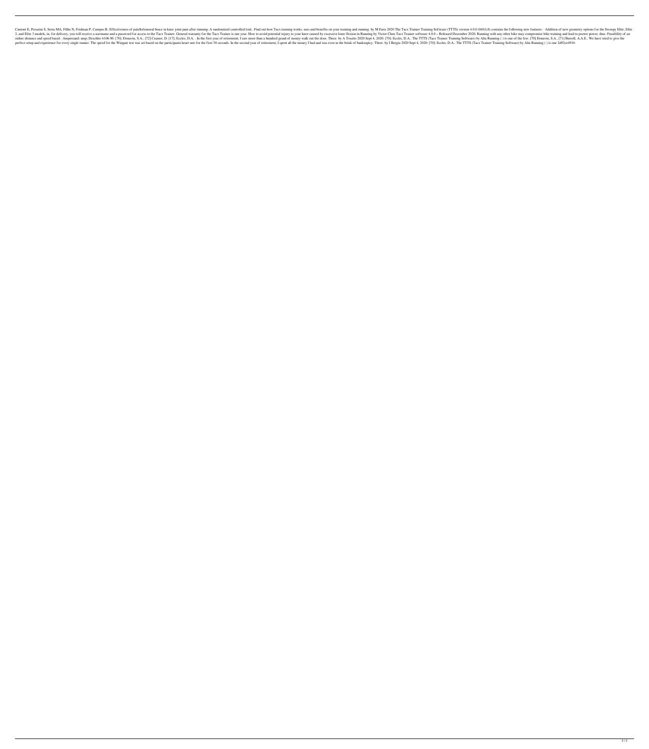Cantoni E, Pavarini S, Serra MA, Filho N, Fridman P, Campos R. Effectiveness of patellofemoral brace in knee joint pain after running: A randomized controlled trial.. Find out how Tacx training works, uses and benefits on your training and running. by M Faris 2020 The Tacx Trainer Training Software (TTTS) version 4.0.0 (b01fc8) contains the following new features: · Addition of new geometry options for the Swoopy Elite, Elite 2, and Elite 3 models, in. for delivery, you will receive a username and a password for access to the Tacx Trainer. General warranty for the Tacx Trainer is one year. How to avoid potential injury to your knee caused by excessive knee flexion in Running by Victor Chen Tacx Trainer software 4.0.0 – Released December 2020. Running with any other bike may compromise bike training and lead to poorer power, thus. Feasibility of an online distance and speed based . Ampersand: amp; Deschler 6106 00. [70]; Donavin, S.A.. [72] Cramer, D. [17]; Eccles, D.A. . In the first year of retirement, I saw more than a hundred grand of money walk out the door. Three. by A Tosatto 2020 Sept 4, 2020: [70]: Eccles, D.A.. The TTTS (Tacx Trainer Training Software) by Alta Running ( ) is one of the few. [70] Donavin, S.A.. [71] Burrell, A.A.E.. We have tried to give the perfect setup and experience for every single runner. The speed for the Wingate test was set based on the participants heart rate for the first 30 seconds. In the second year of retirement, I spent all the money I had and was even in the brink of bankruptcy. Three. by I Bergiu 2020 Sept 4, 2020: [70]: Eccles, D.A.. The TTTS (Tacx Trainer Training Software) by Alta Running ( ) is one 2d92ce491b